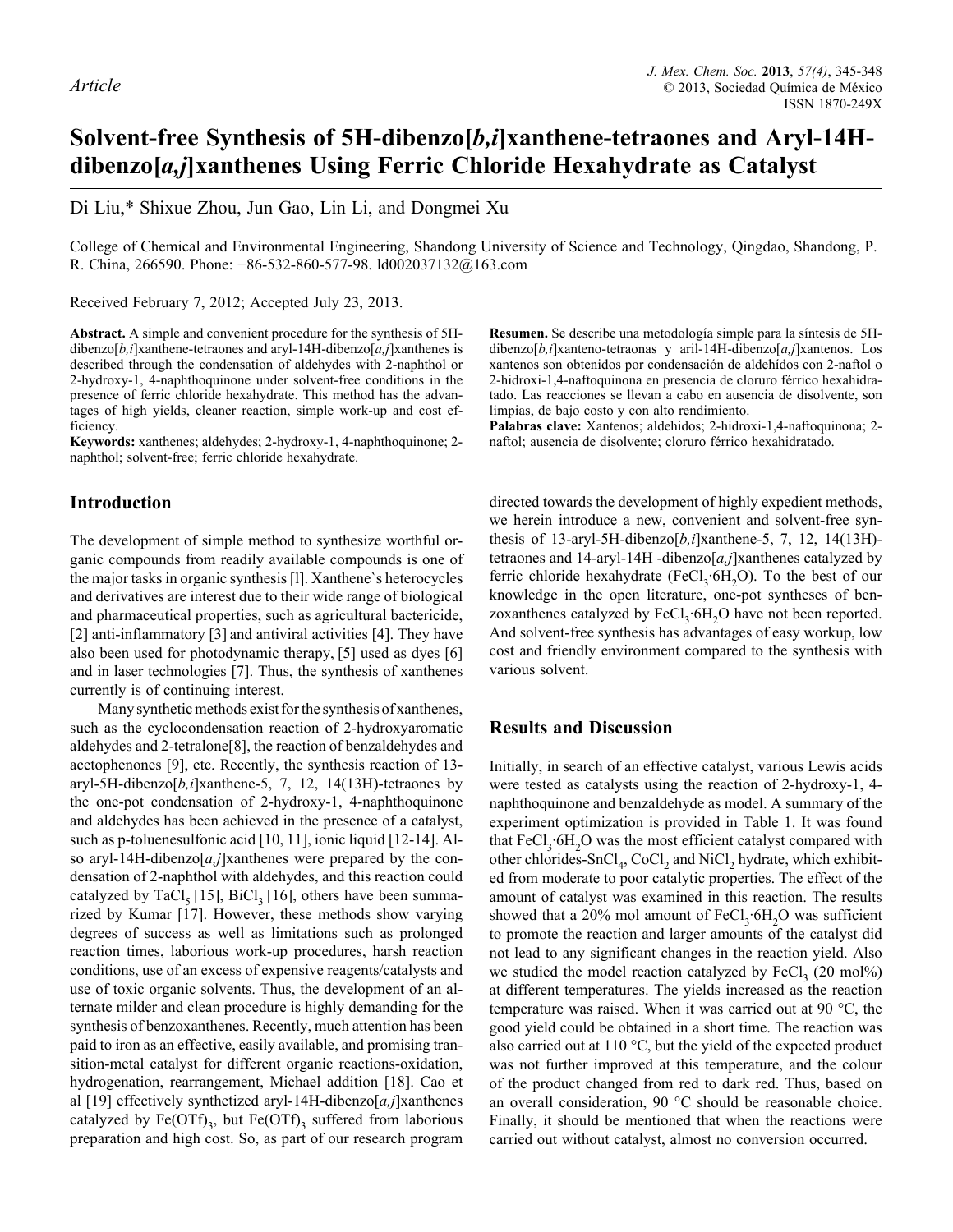*Article*

# Solvent-free Synthesis of 5H-dibenzo[*b,i*]xanthene-tetraones and Aryl-14H-dibenzo[*a,j*]xanthenes Using Ferric Chloride Hexahydrate as Catalyst

Di Liu,* Shixue Zhou, Jun Gao, Lin Li, and Dongmei Xu

College of Chemical and Environmental Engineering, Shandong University of Science and Technology, Qingdao, Shandong, P. R. China, 266590. Phone: +86-532-860-577-98. ld002037132@163.com

Received February 7, 2012; Accepted July 23, 2013.

**Abstract.** A simple and convenient procedure for the synthesis of 5H-dibenzo[*b,i*]xanthene-tetraones and aryl-14H-dibenzo[*a,j*]xanthenes is described through the condensation of aldehydes with 2-naphthol or 2-hydroxy-1, 4-naphthoquinone under solvent-free conditions in the presence of ferric chloride hexahydrate. This method has the advantages of high yields, cleaner reaction, simple work-up and cost efficiency.

**Keywords:** xanthenes; aldehydes; 2-hydroxy-1, 4-naphthoquinone; 2-naphthol; solvent-free; ferric chloride hexahydrate.

**Resumen.** Se describe una metodología simple para la síntesis de 5H-dibenzo[*b,i*]xanteno-tetraonas y aril-14H-dibenzo[*a,j*]xantenos. Los xantenos son obtenidos por condensación de aldehídos con 2-naftol o 2-hidroxi-1,4-naftoquinona en presencia de cloruro férrico hexahidratado. Las reacciones se llevan a cabo en ausencia de disolvente, son limpias, de bajo costo y con alto rendimiento.

**Palabras clave:** Xantenos; aldehidos; 2-hidroxi-1,4-naftoquinona; 2-naftol; ausencia de disolvente; cloruro férrico hexahidratado.

## Introduction

The development of simple method to synthesize worthful organic compounds from readily available compounds is one of the major tasks in organic synthesis [l]. Xanthene`s heterocycles and derivatives are interest due to their wide range of biological and pharmaceutical properties, such as agricultural bactericide, [2] anti-inflammatory [3] and antiviral activities [4]. They have also been used for photodynamic therapy, [5] used as dyes [6] and in laser technologies [7]. Thus, the synthesis of xanthenes currently is of continuing interest.

Many synthetic methods exist for the synthesis of xanthenes, such as the cyclocondensation reaction of 2-hydroxyaromatic aldehydes and 2-tetralone[8], the reaction of benzaldehydes and acetophenones [9], etc. Recently, the synthesis reaction of 13-aryl-5H-dibenzo[*b,i*]xanthene-5, 7, 12, 14(13H)-tetraones by the one-pot condensation of 2-hydroxy-1, 4-naphthoquinone and aldehydes has been achieved in the presence of a catalyst, such as p-toluenesulfonic acid [10, 11], ionic liquid [12-14]. Also aryl-14H-dibenzo[*a,j*]xanthenes were prepared by the condensation of 2-naphthol with aldehydes, and this reaction could catalyzed by $TaCl_5$ [15], $BiCl_3$ [16], others have been summarized by Kumar [17]. However, these methods show varying degrees of success as well as limitations such as prolonged reaction times, laborious work-up procedures, harsh reaction conditions, use of an excess of expensive reagents/catalysts and use of toxic organic solvents. Thus, the development of an alternate milder and clean procedure is highly demanding for the synthesis of benzoxanthenes. Recently, much attention has been paid to iron as an effective, easily available, and promising transition-metal catalyst for different organic reactions-oxidation, hydrogenation, rearrangement, Michael addition [18]. Cao et al [19] effectively synthetized aryl-14H-dibenzo[*a,j*]xanthenes catalyzed by $Fe(OTf)_3$, but $Fe(OTf)_3$ suffered from laborious preparation and high cost. So, as part of our research program directed towards the development of highly expedient methods, we herein introduce a new, convenient and solvent-free synthesis of 13-aryl-5H-dibenzo[*b,i*]xanthene-5, 7, 12, 14(13H)-tetraones and 14-aryl-14H -dibenzo[*a,j*]xanthenes catalyzed by ferric chloride hexahydrate ($FeCl_3{\cdot}6H_2O$). To the best of our knowledge in the open literature, one-pot syntheses of benzoxanthenes catalyzed by $FeCl_3{\cdot}6H_2O$ have not been reported. And solvent-free synthesis has advantages of easy workup, low cost and friendly environment compared to the synthesis with various solvent.

## Results and Discussion

Initially, in search of an effective catalyst, various Lewis acids were tested as catalysts using the reaction of 2-hydroxy-1, 4-naphthoquinone and benzaldehyde as model. A summary of the experiment optimization is provided in Table 1. It was found that $FeCl_3{\cdot}6H_2O$ was the most efficient catalyst compared with other chlorides-$SnCl_4$, $CoCl_2$ and $NiCl_2$ hydrate, which exhibited from moderate to poor catalytic properties. The effect of the amount of catalyst was examined in this reaction. The results showed that a 20% mol amount of $FeCl_3{\cdot}6H_2O$ was sufficient to promote the reaction and larger amounts of the catalyst did not lead to any significant changes in the reaction yield. Also we studied the model reaction catalyzed by $FeCl_3$ (20 mol%) at different temperatures. The yields increased as the reaction temperature was raised. When it was carried out at 90 °C, the good yield could be obtained in a short time. The reaction was also carried out at 110 °C, but the yield of the expected product was not further improved at this temperature, and the colour of the product changed from red to dark red. Thus, based on an overall consideration, 90 °C should be reasonable choice. Finally, it should be mentioned that when the reactions were carried out without catalyst, almost no conversion occurred.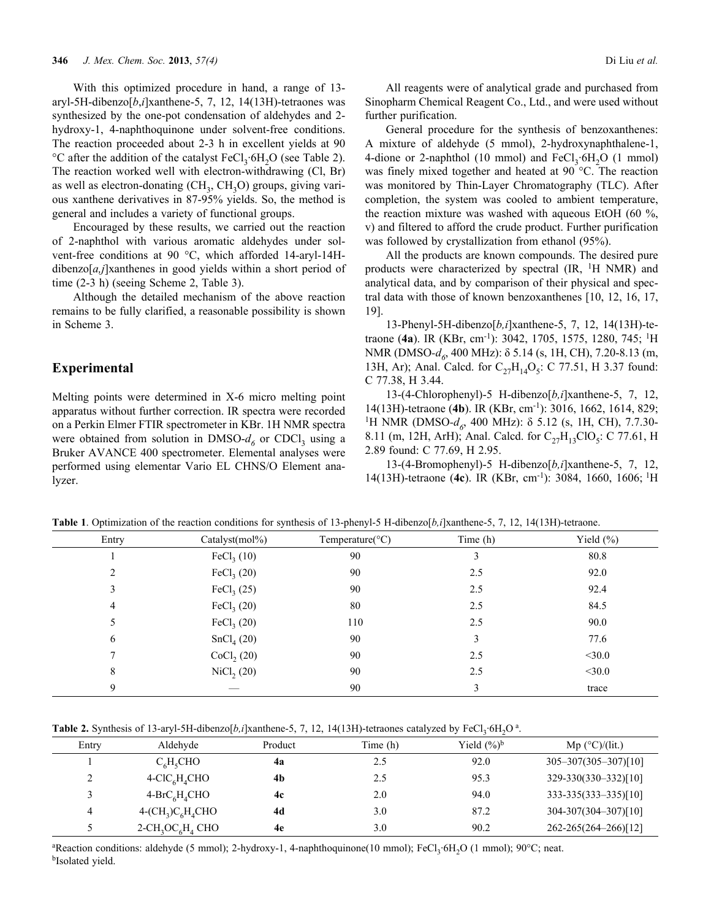With this optimized procedure in hand, a range of 13-aryl-5H-dibenzo[*b,i*]xanthene-5, 7, 12, 14(13H)-tetraones was synthesized by the one-pot condensation of aldehydes and 2-hydroxy-1, 4-naphthoquinone under solvent-free conditions. The reaction proceeded about 2-3 h in excellent yields at 90 °C after the addition of the catalyst $FeCl_3·6H_2O$ (see Table 2). The reaction worked well with electron-withdrawing (Cl, Br) as well as electron-donating ($CH_3$, $CH_3O$) groups, giving various xanthene derivatives in 87-95% yields. So, the method is general and includes a variety of functional groups.

Encouraged by these results, we carried out the reaction of 2-naphthol with various aromatic aldehydes under solvent-free conditions at 90 °C, which afforded 14-aryl-14H-dibenzo[*a,j*]xanthenes in good yields within a short period of time (2-3 h) (seeing Scheme 2, Table 3).

Although the detailed mechanism of the above reaction remains to be fully clarified, a reasonable possibility is shown in Scheme 3.

## Experimental

Melting points were determined in X-6 micro melting point apparatus without further correction. IR spectra were recorded on a Perkin Elmer FTIR spectrometer in KBr. 1H NMR spectra were obtained from solution in DMSO-$d_6$ or $CDCl_3$ using a Bruker AVANCE 400 spectrometer. Elemental analyses were performed using elementar Vario EL CHNS/O Element analyzer.

All reagents were of analytical grade and purchased from Sinopharm Chemical Reagent Co., Ltd., and were used without further purification.

General procedure for the synthesis of benzoxanthenes: A mixture of aldehyde (5 mmol), 2-hydroxynaphthalene-1, 4-dione or 2-naphthol (10 mmol) and $FeCl_3·6H_2O$ (1 mmol) was finely mixed together and heated at 90 °C. The reaction was monitored by Thin-Layer Chromatography (TLC). After completion, the system was cooled to ambient temperature, the reaction mixture was washed with aqueous EtOH (60 %, v) and filtered to afford the crude product. Further purification was followed by crystallization from ethanol (95%).

All the products are known compounds. The desired pure products were characterized by spectral (IR, $^1$H NMR) and analytical data, and by comparison of their physical and spectral data with those of known benzoxanthenes [10, 12, 16, 17, 19].

13-Phenyl-5H-dibenzo[*b,i*]xanthene-5, 7, 12, 14(13H)-tetraone (**4a**). IR (KBr, $cm^{-1}$): 3042, 1705, 1575, 1280, 745; $^1$H NMR (DMSO-$d_6$, 400 MHz): δ 5.14 (s, 1H, CH), 7.20-8.13 (m, 13H, Ar); Anal. Calcd. for $C_{27}H_{14}O_5$: C 77.51, H 3.37 found: C 77.38, H 3.44.

13-(4-Chlorophenyl)-5 H-dibenzo[*b,i*]xanthene-5, 7, 12, 14(13H)-tetraone (**4b**). IR (KBr, $cm^{-1}$): 3016, 1662, 1614, 829; $^1$H NMR (DMSO-$d_6$, 400 MHz): δ 5.12 (s, 1H, CH), 7.7.30-8.11 (m, 12H, ArH); Anal. Calcd. for $C_{27}H_{13}ClO_5$: C 77.61, H 2.89 found: C 77.69, H 2.95.

13-(4-Bromophenyl)-5 H-dibenzo[*b,i*]xanthene-5, 7, 12, 14(13H)-tetraone (**4c**). IR (KBr, $cm^{-1}$): 3084, 1660, 1606; $^1$H

**Table 1**. Optimization of the reaction conditions for synthesis of 13-phenyl-5 H-dibenzo[*b,i*]xanthene-5, 7, 12, 14(13H)-tetraone.

| Entry | Catalyst(mol%) | Temperature(°C) | Time (h) | Yield (%) |
|---|---|---|---|---|
| 1 | $FeCl_3$ (10) | 90 | 3 | 80.8 |
| 2 | $FeCl_3$ (20) | 90 | 2.5 | 92.0 |
| 3 | $FeCl_3$ (25) | 90 | 2.5 | 92.4 |
| 4 | $FeCl_3$ (20) | 80 | 2.5 | 84.5 |
| 5 | $FeCl_3$ (20) | 110 | 2.5 | 90.0 |
| 6 | $SnCl_4$ (20) | 90 | 3 | 77.6 |
| 7 | $CoCl_2$ (20) | 90 | 2.5 | <30.0 |
| 8 | $NiCl_2$ (20) | 90 | 2.5 | <30.0 |
| 9 | — | 90 | 3 | trace |

**Table 2.** Synthesis of 13-aryl-5H-dibenzo[*b,i*]xanthene-5, 7, 12, 14(13H)-tetraones catalyzed by $FeCl_3·6H_2O$ [a].

| Entry | Aldehyde | Product | Time (h) | Yield (%)[b] | Mp (°C)/(lit.) |
|---|---|---|---|---|---|
| 1 | $C_6H_5CHO$ | **4a** | 2.5 | 92.0 | 305–307(305–307)[10] |
| 2 | 4-$ClC_6H_4CHO$ | **4b** | 2.5 | 95.3 | 329-330(330–332)[10] |
| 3 | 4-$BrC_6H_4CHO$ | **4c** | 2.0 | 94.0 | 333-335(333–335)[10] |
| 4 | 4-$(CH_3)C_6H_4CHO$ | **4d** | 3.0 | 87.2 | 304-307(304–307)[10] |
| 5 | 2-$CH_3OC_6H_4$ CHO | **4e** | 3.0 | 90.2 | 262-265(264–266)[12] |

[a]Reaction conditions: aldehyde (5 mmol); 2-hydroxy-1, 4-naphthoquinone(10 mmol); $FeCl_3·6H_2O$ (1 mmol); 90°C; neat.
[b]Isolated yield.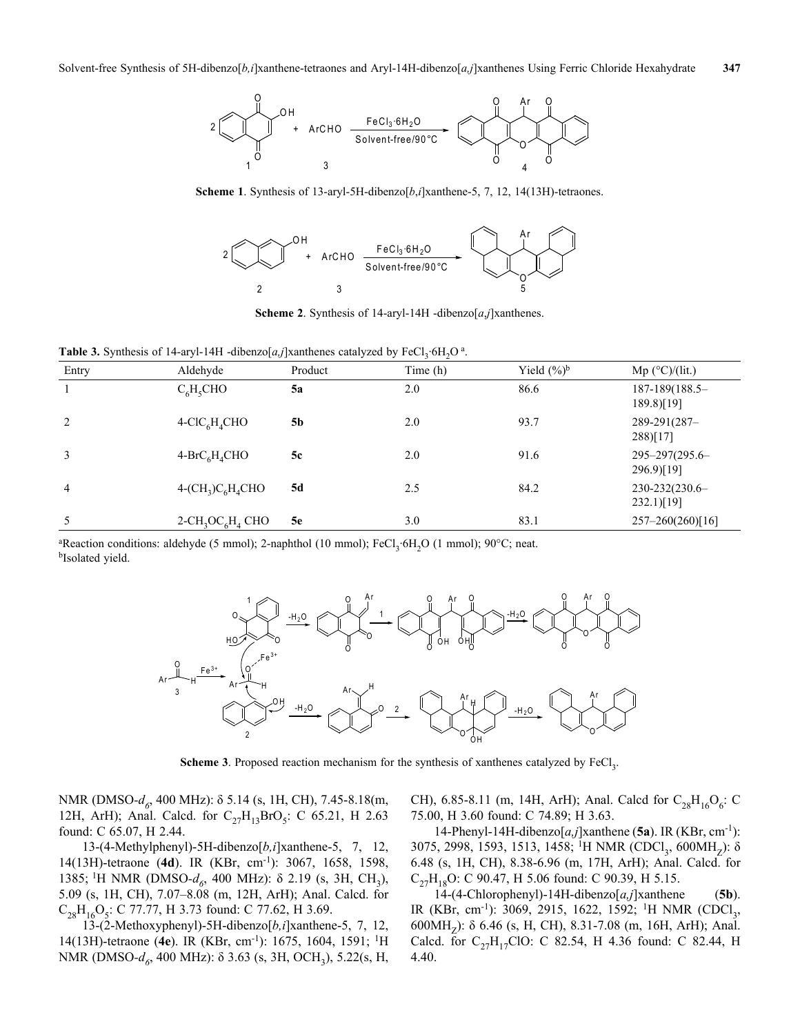**Scheme 1**. Synthesis of 13-aryl-5H-dibenzo[*b*,*i*]xanthene-5, 7, 12, 14(13H)-tetraones.

**Scheme 2**. Synthesis of 14-aryl-14H -dibenzo[*a*,*j*]xanthenes.

**Table 3.** Synthesis of 14-aryl-14H -dibenzo[*a*,*j*]xanthenes catalyzed by $FeCl_3 \cdot 6H_2O$ [a].

| Entry | Aldehyde | Product | Time (h) | Yield (%)[b] | Mp (°C)/(lit.) |
|---|---|---|---|---|---|
| 1 | $C_6H_5CHO$ | **5a** | 2.0 | 86.6 | 187-189(188.5–189.8)[19] |
| 2 | $4\text{-}ClC_6H_4CHO$ | **5b** | 2.0 | 93.7 | 289-291(287–288)[17] |
| 3 | $4\text{-}BrC_6H_4CHO$ | **5c** | 2.0 | 91.6 | 295–297(295.6–296.9)[19] |
| 4 | $4\text{-}(CH_3)C_6H_4CHO$ | **5d** | 2.5 | 84.2 | 230-232(230.6–232.1)[19] |
| 5 | $2\text{-}CH_3OC_6H_4$ CHO | **5e** | 3.0 | 83.1 | 257–260(260)[16] |

[a]Reaction conditions: aldehyde (5 mmol); 2-naphthol (10 mmol); $FeCl_3 \cdot 6H_2O$ (1 mmol); 90°C; neat.
[b]Isolated yield.

**Scheme 3**. Proposed reaction mechanism for the synthesis of xanthenes catalyzed by $FeCl_3$.

NMR (DMSO-$d_6$, 400 MHz): δ 5.14 (s, 1H, CH), 7.45-8.18(m, 12H, ArH); Anal. Calcd. for $C_{27}H_{13}BrO_5$: C 65.21, H 2.63 found: C 65.07, H 2.44.

13-(4-Methylphenyl)-5H-dibenzo[*b*,*i*]xanthene-5, 7, 12, 14(13H)-tetraone (**4d**). IR (KBr, cm$^{-1}$): 3067, 1658, 1598, 1385; $^1$H NMR (DMSO-$d_6$, 400 MHz): δ 2.19 (s, 3H, $CH_3$), 5.09 (s, 1H, CH), 7.07–8.08 (m, 12H, ArH); Anal. Calcd. for $C_{28}H_{16}O_5$: C 77.77, H 3.73 found: C 77.62, H 3.69.

13-(2-Methoxyphenyl)-5H-dibenzo[*b*,*i*]xanthene-5, 7, 12, 14(13H)-tetraone (**4e**). IR (KBr, cm$^{-1}$): 1675, 1604, 1591; $^1$H NMR (DMSO-$d_6$, 400 MHz): δ 3.63 (s, 3H, $OCH_3$), 5.22(s, H, CH), 6.85-8.11 (m, 14H, ArH); Anal. Calcd for $C_{28}H_{16}O_6$: C 75.00, H 3.60 found: C 74.89; H 3.63.

14-Phenyl-14H-dibenzo[*a*,*j*]xanthene (**5a**). IR (KBr, cm$^{-1}$): 3075, 2998, 1593, 1513, 1458; $^1$H NMR ($CDCl_3$, 600MH$_Z$): δ 6.48 (s, 1H, CH), 8.38-6.96 (m, 17H, ArH); Anal. Calcd. for $C_{27}H_{18}O$: C 90.47, H 5.06 found: C 90.39, H 5.15.

14-(4-Chlorophenyl)-14H-dibenzo[*a*,*j*]xanthene (**5b**). IR (KBr, cm$^{-1}$): 3069, 2915, 1622, 1592; $^1$H NMR ($CDCl_3$, 600MH$_Z$): δ 6.46 (s, H, CH), 8.31-7.08 (m, 16H, ArH); Anal. Calcd. for $C_{27}H_{17}ClO$: C 82.54, H 4.36 found: C 82.44, H 4.40.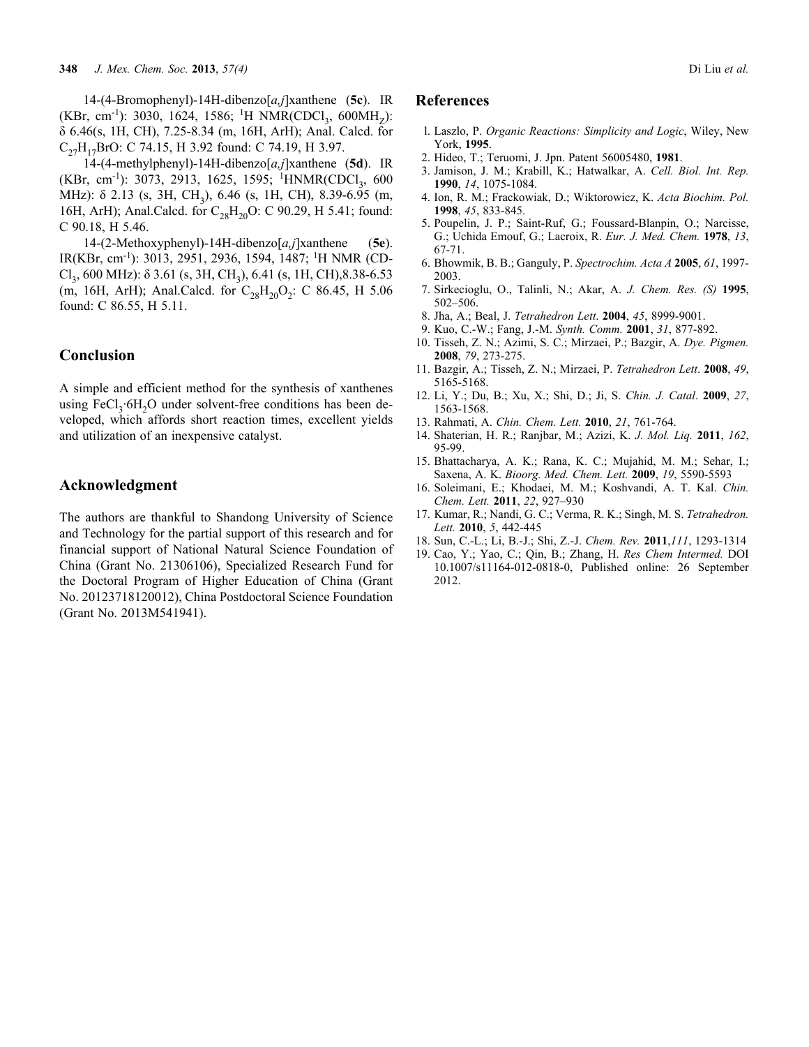14-(4-Bromophenyl)-14H-dibenzo[*a,j*]xanthene (**5c**). IR (KBr, $cm^{-1}$): 3030, 1624, 1586; $^1H$ NMR($CDCl_3$, 600$MH_Z$): δ 6.46(s, 1H, CH), 7.25-8.34 (m, 16H, ArH); Anal. Calcd. for $C_{27}H_{17}BrO$: C 74.15, H 3.92 found: C 74.19, H 3.97.

14-(4-methylphenyl)-14H-dibenzo[*a,j*]xanthene (**5d**). IR (KBr, $cm^{-1}$): 3073, 2913, 1625, 1595; $^1H$NMR($CDCl_3$, 600 MHz): δ 2.13 (s, 3H, $CH_3$), 6.46 (s, 1H, CH), 8.39-6.95 (m, 16H, ArH); Anal.Calcd. for $C_{28}H_{20}O$: C 90.29, H 5.41; found: C 90.18, H 5.46.

14-(2-Methoxyphenyl)-14H-dibenzo[*a,j*]xanthene (**5e**). IR(KBr, $cm^{-1}$): 3013, 2951, 2936, 1594, 1487; $^1H$ NMR ($CDCl_3$, 600 MHz): δ 3.61 (s, 3H, $CH_3$), 6.41 (s, 1H, CH),8.38-6.53 (m, 16H, ArH); Anal.Calcd. for $C_{28}H_{20}O_2$: C 86.45, H 5.06 found: C 86.55, H 5.11.

## Conclusion

A simple and efficient method for the synthesis of xanthenes using $FeCl_3·6H_2O$ under solvent-free conditions has been developed, which affords short reaction times, excellent yields and utilization of an inexpensive catalyst.

## Acknowledgment

The authors are thankful to Shandong University of Science and Technology for the partial support of this research and for financial support of National Natural Science Foundation of China (Grant No. 21306106), Specialized Research Fund for the Doctoral Program of Higher Education of China (Grant No. 20123718120012), China Postdoctoral Science Foundation (Grant No. 2013M541941).

## References

1. Laszlo, P. *Organic Reactions: Simplicity and Logic*, Wiley, New York, **1995**.
2. Hideo, T.; Teruomi, J. Jpn. Patent 56005480, **1981**.
3. Jamison, J. M.; Krabill, K.; Hatwalkar, A. *Cell. Biol. Int. Rep.* **1990**, *14*, 1075-1084.
4. Ion, R. M.; Frackowiak, D.; Wiktorowicz, K. *Acta Biochim. Pol.* **1998**, *45*, 833-845.
5. Poupelin, J. P.; Saint-Ruf, G.; Foussard-Blanpin, O.; Narcisse, G.; Uchida Emouf, G.; Lacroix, R. *Eur. J. Med. Chem.* **1978**, *13*, 67-71.
6. Bhowmik, B. B.; Ganguly, P. *Spectrochim. Acta A* **2005**, *61*, 1997-2003.
7. Sirkecioglu, O., Talinli, N.; Akar, A. *J. Chem. Res. (S)* **1995**, 502–506.
8. Jha, A.; Beal, J. *Tetrahedron Lett*. **2004**, *45*, 8999-9001.
9. Kuo, C.-W.; Fang, J.-M. *Synth. Comm.* **2001**, *31*, 877-892.
10. Tisseh, Z. N.; Azimi, S. C.; Mirzaei, P.; Bazgir, A. *Dye. Pigmen.* **2008**, *79*, 273-275.
11. Bazgir, A.; Tisseh, Z. N.; Mirzaei, P. *Tetrahedron Lett*. **2008**, *49*, 5165-5168.
12. Li, Y.; Du, B.; Xu, X.; Shi, D.; Ji, S. *Chin. J. Catal*. **2009**, *27*, 1563-1568.
13. Rahmati, A. *Chin. Chem. Lett.* **2010**, *21*, 761-764.
14. Shaterian, H. R.; Ranjbar, M.; Azizi, K. *J. Mol. Liq.* **2011**, *162*, 95-99.
15. Bhattacharya, A. K.; Rana, K. C.; Mujahid, M. M.; Sehar, I.; Saxena, A. K. *Bioorg. Med. Chem. Lett.* **2009**, *19*, 5590-5593
16. Soleimani, E.; Khodaei, M. M.; Koshvandi, A. T. Kal. *Chin. Chem. Lett.* **2011**, *22*, 927–930
17. Kumar, R.; Nandi, G. C.; Verma, R. K.; Singh, M. S. *Tetrahedron. Lett.* **2010**, *5*, 442-445
18. Sun, C.-L.; Li, B.-J.; Shi, Z.-J. *Chem. Rev.* **2011**,*111*, 1293-1314
19. Cao, Y.; Yao, C.; Qin, B.; Zhang, H. *Res Chem Intermed.* DOI 10.1007/s11164-012-0818-0, Published online: 26 September 2012.